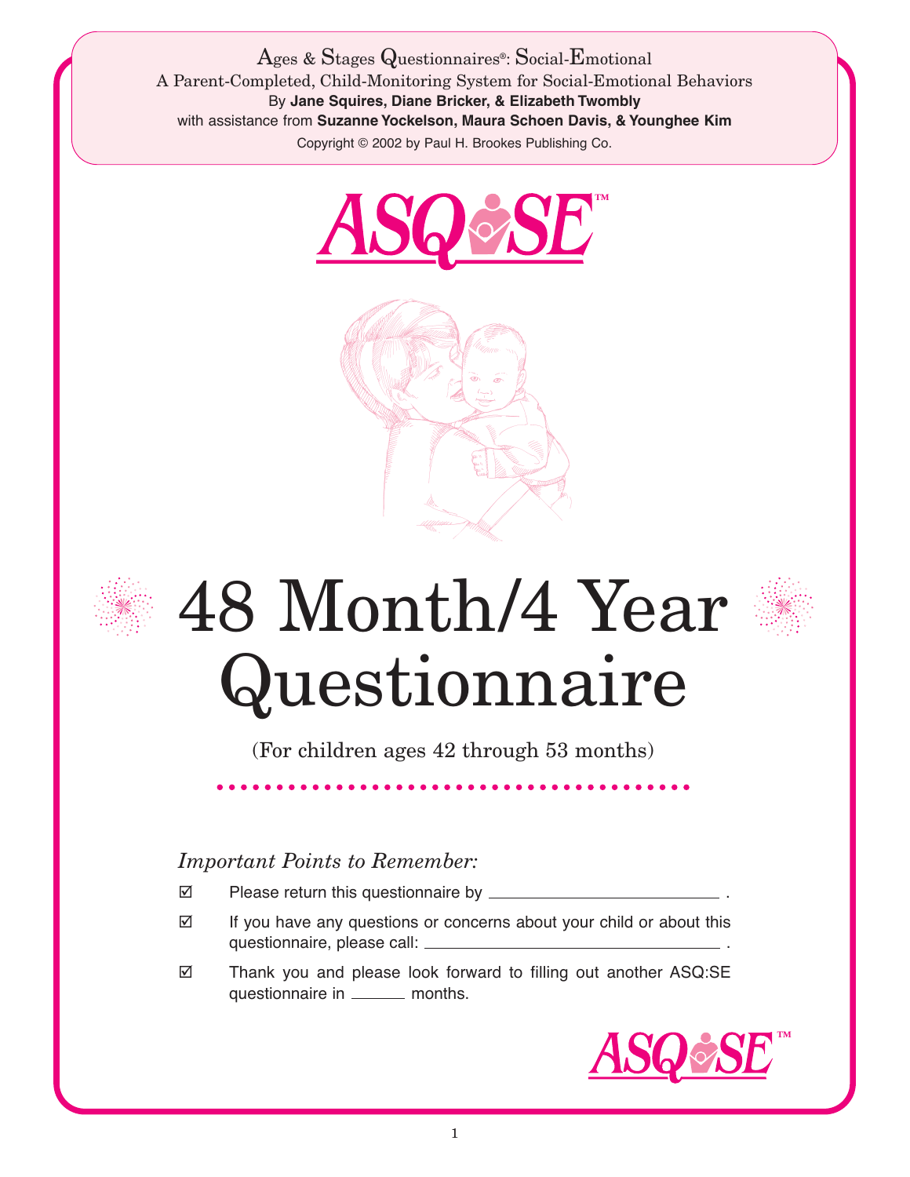Ages & Stages Questionnaires®: Social-Emotional

A Parent-Completed, Child-Monitoring System for Social-Emotional Behaviors

By **Jane Squires, Diane Bricker, & Elizabeth Twombly**

with assistance from **Suzanne Yockelson, Maura Schoen Davis, & Younghee Kim**

Copyright © 2002 by Paul H. Brookes Publishing Co.

ASQ:SE™

# 48 Month/4 Year Questionnaire

(For children ages 42 through 53 months)

*Important Points to Remember:*

- ☑ Please return this questionnaire by ______________________ .
- ☑ If you have any questions or concerns about your child or about this questionnaire, please call: ______________________ .
- ☑ Thank you and please look forward to filling out another ASQ:SE questionnaire in ______ months.

ASQ:SE™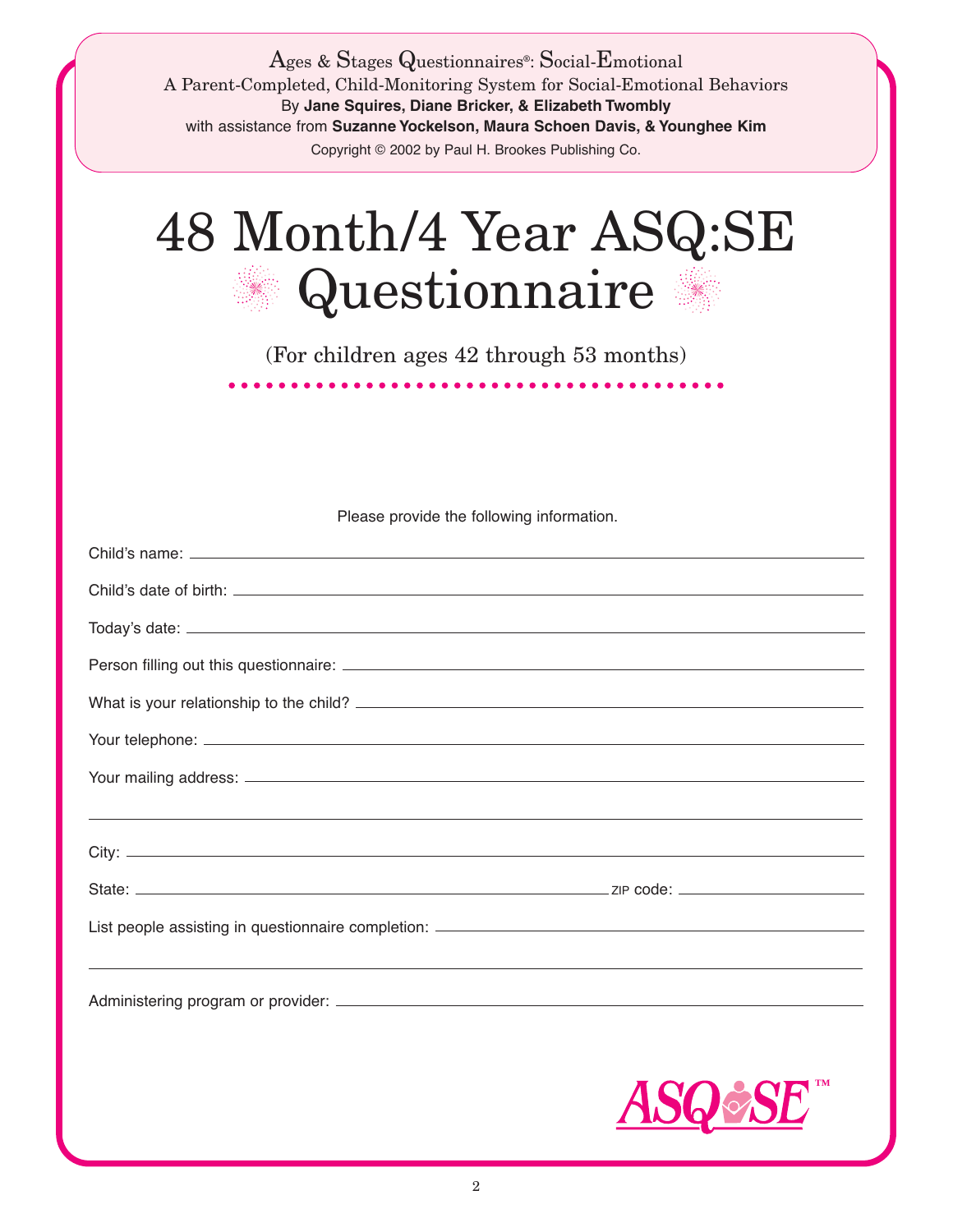Ages & Stages Questionnaires®: Social-Emotional
A Parent-Completed, Child-Monitoring System for Social-Emotional Behaviors
By **Jane Squires, Diane Bricker, & Elizabeth Twombly**
with assistance from **Suzanne Yockelson, Maura Schoen Davis, & Younghee Kim**
Copyright © 2002 by Paul H. Brookes Publishing Co.

# 48 Month/4 Year ASQ:SE Questionnaire

(For children ages 42 through 53 months)

Please provide the following information.

Child's name: ______________________________

Child's date of birth: ______________________________

Today's date: ______________________________

Person filling out this questionnaire: ______________________________

What is your relationship to the child? ______________________________

Your telephone: ______________________________

Your mailing address: ______________________________

______________________________

City: ______________________________

State: ______________________________ ZIP code: ______________

List people assisting in questionnaire completion: ______________________________

______________________________

Administering program or provider: ______________________________

ASQ:SE™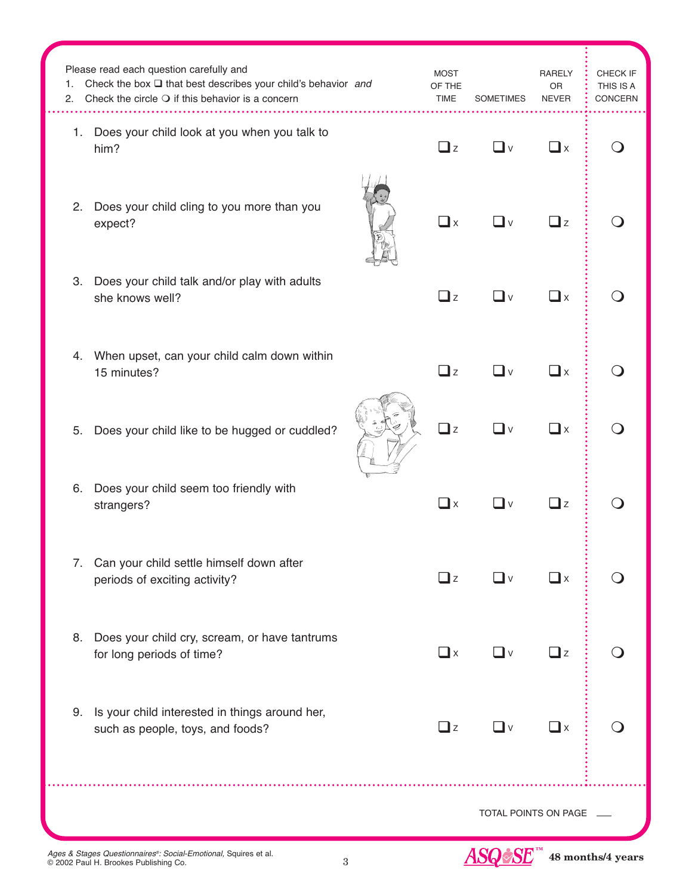| Please read each question carefully and<br>1. Check the box ❑ that best describes your child's behavior *and*<br>2. Check the circle ❍ if this behavior is a concern | MOST OF THE TIME | SOMETIMES | RARELY OR NEVER | CHECK IF THIS IS A CONCERN |
|---|---|---|---|---|
| 1. Does your child look at you when you talk to him? | ❑ z | ❑ v | ❑ x | ❍ |
| 2. Does your child cling to you more than you expect? | ❑ x | ❑ v | ❑ z | ❍ |
| 3. Does your child talk and/or play with adults she knows well? | ❑ z | ❑ v | ❑ x | ❍ |
| 4. When upset, can your child calm down within 15 minutes? | ❑ z | ❑ v | ❑ x | ❍ |
| 5. Does your child like to be hugged or cuddled? | ❑ z | ❑ v | ❑ x | ❍ |
| 6. Does your child seem too friendly with strangers? | ❑ x | ❑ v | ❑ z | ❍ |
| 7. Can your child settle himself down after periods of exciting activity? | ❑ z | ❑ v | ❑ x | ❍ |
| 8. Does your child cry, scream, or have tantrums for long periods of time? | ❑ x | ❑ v | ❑ z | ❍ |
| 9. Is your child interested in things around her, such as people, toys, and foods? | ❑ z | ❑ v | ❑ x | ❍ |

TOTAL POINTS ON PAGE ___

*Ages & Stages Questionnaires®: Social-Emotional,* Squires et al.
© 2002 Paul H. Brookes Publishing Co.

ASQ:SE™ 48 months/4 years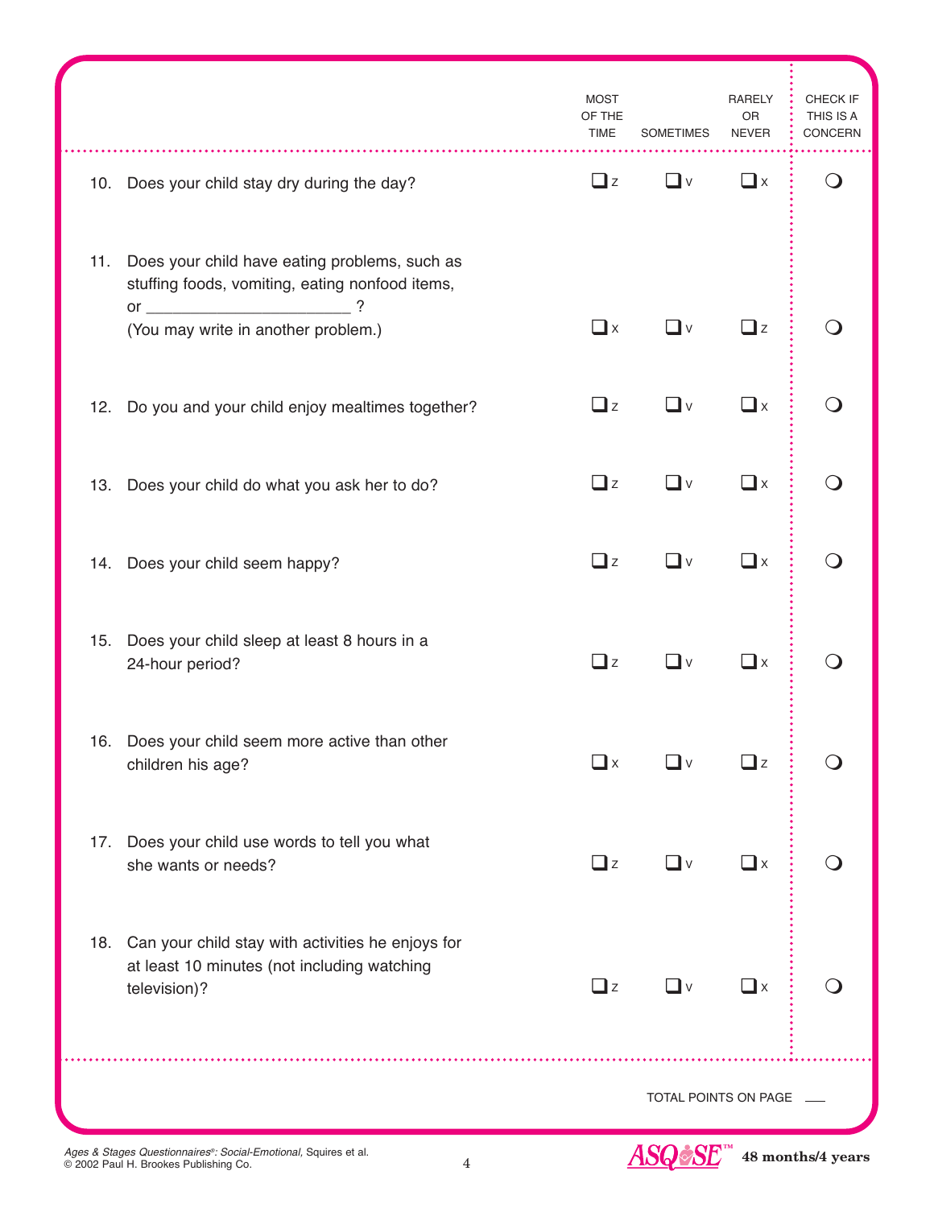| | MOST OF THE TIME | SOMETIMES | RARELY OR NEVER | CHECK IF THIS IS A CONCERN |
|---|---|---|---|---|
| 10. Does your child stay dry during the day? | ❑ z | ❑ v | ❑ x | ❍ |
| 11. Does your child have eating problems, such as stuffing foods, vomiting, eating nonfood items, or ______________________ ? (You may write in another problem.) | ❑ x | ❑ v | ❑ z | ❍ |
| 12. Do you and your child enjoy mealtimes together? | ❑ z | ❑ v | ❑ x | ❍ |
| 13. Does your child do what you ask her to do? | ❑ z | ❑ v | ❑ x | ❍ |
| 14. Does your child seem happy? | ❑ z | ❑ v | ❑ x | ❍ |
| 15. Does your child sleep at least 8 hours in a 24-hour period? | ❑ z | ❑ v | ❑ x | ❍ |
| 16. Does your child seem more active than other children his age? | ❑ x | ❑ v | ❑ z | ❍ |
| 17. Does your child use words to tell you what she wants or needs? | ❑ z | ❑ v | ❑ x | ❍ |
| 18. Can your child stay with activities he enjoys for at least 10 minutes (not including watching television)? | ❑ z | ❑ v | ❑ x | ❍ |

TOTAL POINTS ON PAGE ___

*Ages & Stages Questionnaires®: Social-Emotional,* Squires et al.
© 2002 Paul H. Brookes Publishing Co.

ASQ:SE™ **48 months/4 years**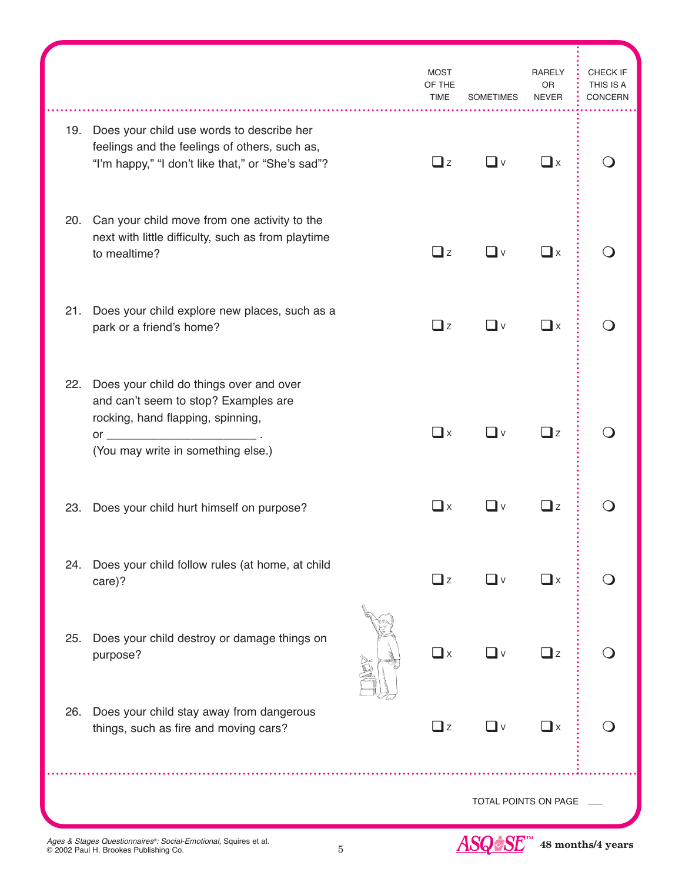| | MOST OF THE TIME | SOMETIMES | RARELY OR NEVER | CHECK IF THIS IS A CONCERN |
|---|---|---|---|---|
| 19. Does your child use words to describe her feelings and the feelings of others, such as, “I’m happy,” “I don’t like that,” or “She’s sad”? | ❑ z | ❑ v | ❑ x | ❍ |
| 20. Can your child move from one activity to the next with little difficulty, such as from playtime to mealtime? | ❑ z | ❑ v | ❑ x | ❍ |
| 21. Does your child explore new places, such as a park or a friend’s home? | ❑ z | ❑ v | ❑ x | ❍ |
| 22. Does your child do things over and over and can’t seem to stop? Examples are rocking, hand flapping, spinning, or ______________________ . (You may write in something else.) | ❑ x | ❑ v | ❑ z | ❍ |
| 23. Does your child hurt himself on purpose? | ❑ x | ❑ v | ❑ z | ❍ |
| 24. Does your child follow rules (at home, at child care)? | ❑ z | ❑ v | ❑ x | ❍ |
| 25. Does your child destroy or damage things on purpose? | ❑ x | ❑ v | ❑ z | ❍ |
| 26. Does your child stay away from dangerous things, such as fire and moving cars? | ❑ z | ❑ v | ❑ x | ❍ |

TOTAL POINTS ON PAGE ___

*Ages & Stages Questionnaires®: Social-Emotional,* Squires et al.
© 2002 Paul H. Brookes Publishing Co.

ASQ:SE™ **48 months/4 years**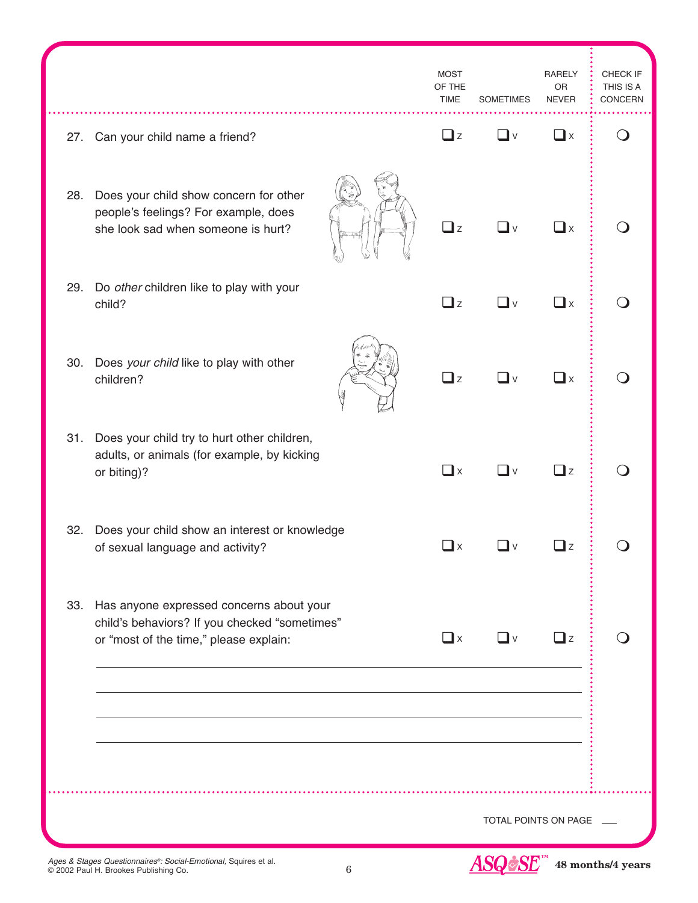| | MOST OF THE TIME | SOMETIMES | RARELY OR NEVER | CHECK IF THIS IS A CONCERN |
|---|---|---|---|---|
| 27. Can your child name a friend? | ❑ z | ❑ v | ❑ x | ❍ |
| 28. Does your child show concern for other people's feelings? For example, does she look sad when someone is hurt? | ❑ z | ❑ v | ❑ x | ❍ |
| 29. Do *other* children like to play with your child? | ❑ z | ❑ v | ❑ x | ❍ |
| 30. Does *your child* like to play with other children? | ❑ z | ❑ v | ❑ x | ❍ |
| 31. Does your child try to hurt other children, adults, or animals (for example, by kicking or biting)? | ❑ x | ❑ v | ❑ z | ❍ |
| 32. Does your child show an interest or knowledge of sexual language and activity? | ❑ x | ❑ v | ❑ z | ❍ |
| 33. Has anyone expressed concerns about your child's behaviors? If you checked "sometimes" or "most of the time," please explain: | ❑ x | ❑ v | ❑ z | ❍ |

_______________________________________________

_______________________________________________

_______________________________________________

_______________________________________________

TOTAL POINTS ON PAGE ___

*Ages & Stages Questionnaires®: Social-Emotional,* Squires et al.
© 2002 Paul H. Brookes Publishing Co.

ASQ:SE™ **48 months/4 years**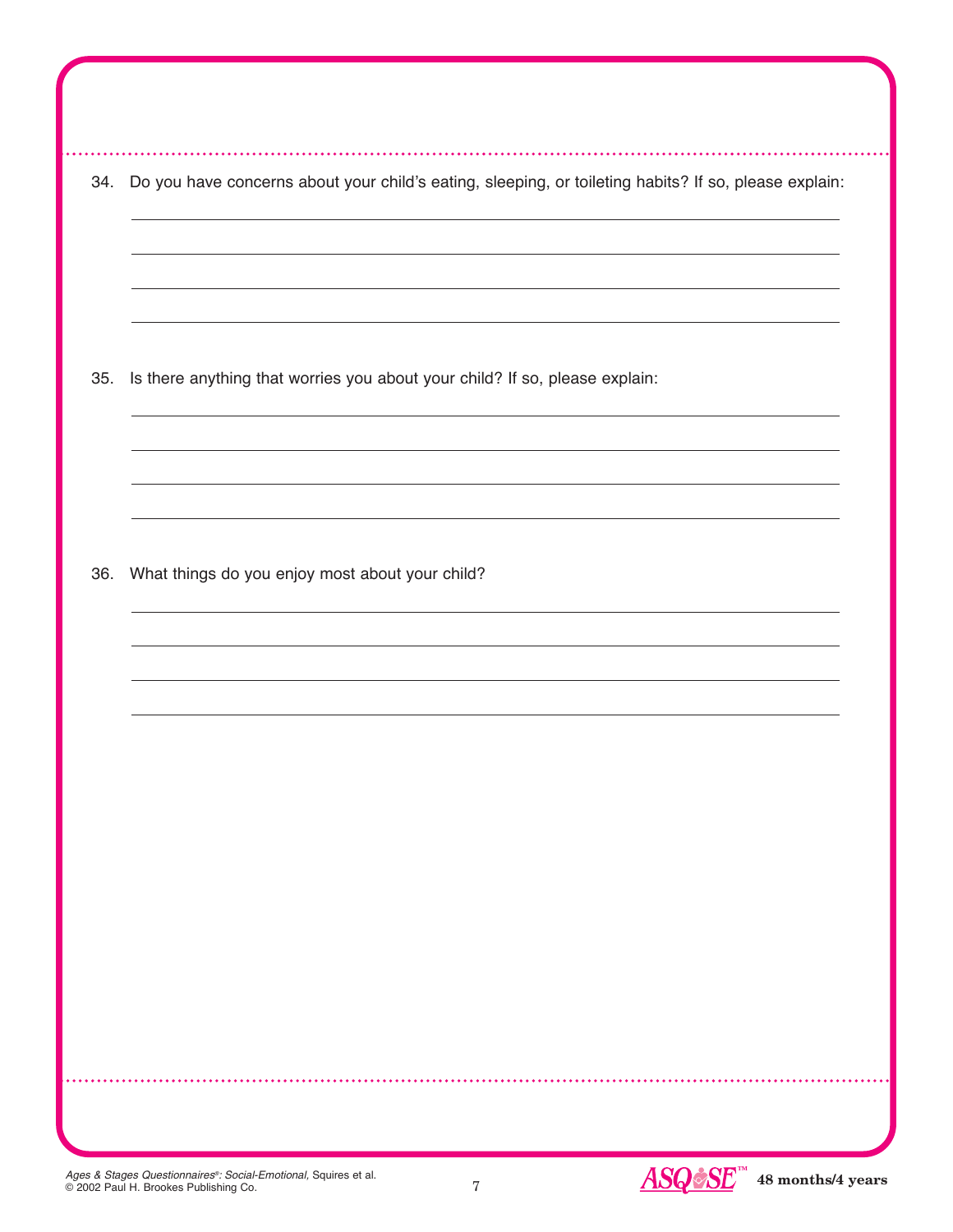34. Do you have concerns about your child's eating, sleeping, or toileting habits? If so, please explain:

\_\_\_\_\_\_\_\_\_\_\_\_\_\_\_\_\_\_\_\_\_\_\_\_\_\_\_\_\_\_\_\_\_\_\_\_\_\_\_\_

\_\_\_\_\_\_\_\_\_\_\_\_\_\_\_\_\_\_\_\_\_\_\_\_\_\_\_\_\_\_\_\_\_\_\_\_\_\_\_\_

\_\_\_\_\_\_\_\_\_\_\_\_\_\_\_\_\_\_\_\_\_\_\_\_\_\_\_\_\_\_\_\_\_\_\_\_\_\_\_\_

\_\_\_\_\_\_\_\_\_\_\_\_\_\_\_\_\_\_\_\_\_\_\_\_\_\_\_\_\_\_\_\_\_\_\_\_\_\_\_\_

35. Is there anything that worries you about your child? If so, please explain:

\_\_\_\_\_\_\_\_\_\_\_\_\_\_\_\_\_\_\_\_\_\_\_\_\_\_\_\_\_\_\_\_\_\_\_\_\_\_\_\_

\_\_\_\_\_\_\_\_\_\_\_\_\_\_\_\_\_\_\_\_\_\_\_\_\_\_\_\_\_\_\_\_\_\_\_\_\_\_\_\_

\_\_\_\_\_\_\_\_\_\_\_\_\_\_\_\_\_\_\_\_\_\_\_\_\_\_\_\_\_\_\_\_\_\_\_\_\_\_\_\_

\_\_\_\_\_\_\_\_\_\_\_\_\_\_\_\_\_\_\_\_\_\_\_\_\_\_\_\_\_\_\_\_\_\_\_\_\_\_\_\_

36. What things do you enjoy most about your child?

\_\_\_\_\_\_\_\_\_\_\_\_\_\_\_\_\_\_\_\_\_\_\_\_\_\_\_\_\_\_\_\_\_\_\_\_\_\_\_\_

\_\_\_\_\_\_\_\_\_\_\_\_\_\_\_\_\_\_\_\_\_\_\_\_\_\_\_\_\_\_\_\_\_\_\_\_\_\_\_\_

\_\_\_\_\_\_\_\_\_\_\_\_\_\_\_\_\_\_\_\_\_\_\_\_\_\_\_\_\_\_\_\_\_\_\_\_\_\_\_\_

\_\_\_\_\_\_\_\_\_\_\_\_\_\_\_\_\_\_\_\_\_\_\_\_\_\_\_\_\_\_\_\_\_\_\_\_\_\_\_\_

*Ages & Stages Questionnaires®: Social-Emotional,* Squires et al.
© 2002 Paul H. Brookes Publishing Co.

ASQ:SE™ **48 months/4 years**